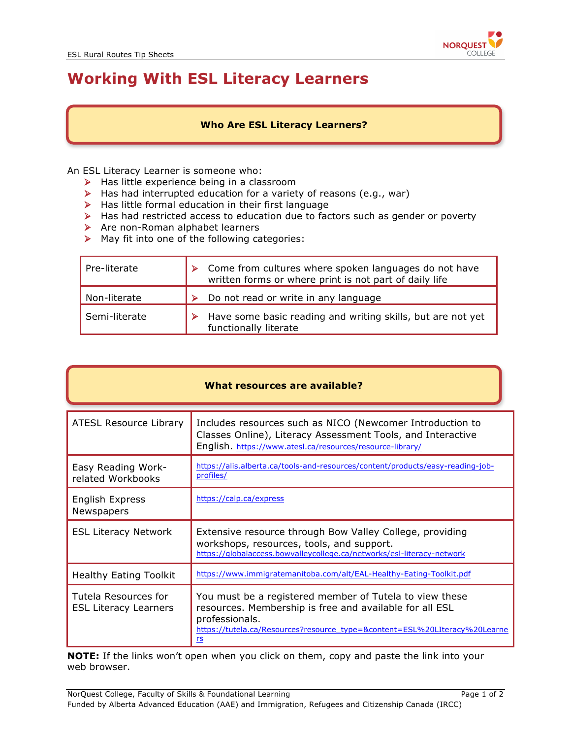# Working With ESL Literacy Learners

## Who Are ESL Literacy Learners?

An ESL Literacy Learner is someone who:

- Has little experience being in a classroom
- Has had interrupted education for a variety of reasons (e.g., war)
- Has little formal education in their first language
- Has had restricted access to education due to factors such as gender or poverty
- Are non-Roman alphabet learners
- May fit into one of the following categories:

| | |
|---|---|
| Pre-literate | Come from cultures where spoken languages do not have written forms or where print is not part of daily life |
| Non-literate | Do not read or write in any language |
| Semi-literate | Have some basic reading and writing skills, but are not yet functionally literate |

## What resources are available?

| | |
|---|---|
| ATESL Resource Library | Includes resources such as NICO (Newcomer Introduction to Classes Online), Literacy Assessment Tools, and Interactive English. https://www.atesl.ca/resources/resource-library/ |
| Easy Reading Work-related Workbooks | https://alis.alberta.ca/tools-and-resources/content/products/easy-reading-job-profiles/ |
| English Express Newspapers | https://calp.ca/express |
| ESL Literacy Network | Extensive resource through Bow Valley College, providing workshops, resources, tools, and support. https://globalaccess.bowvalleycollege.ca/networks/esl-literacy-network |
| Healthy Eating Toolkit | https://www.immigratemanitoba.com/alt/EAL-Healthy-Eating-Toolkit.pdf |
| Tutela Resources for ESL Literacy Learners | You must be a registered member of Tutela to view these resources. Membership is free and available for all ESL professionals. https://tutela.ca/Resources?resource_type=&content=ESL%20LIteracy%20Learners |

**NOTE:** If the links won't open when you click on them, copy and paste the link into your web browser.

NorQuest College, Faculty of Skills & Foundational Learning
Funded by Alberta Advanced Education (AAE) and Immigration, Refugees and Citizenship Canada (IRCC)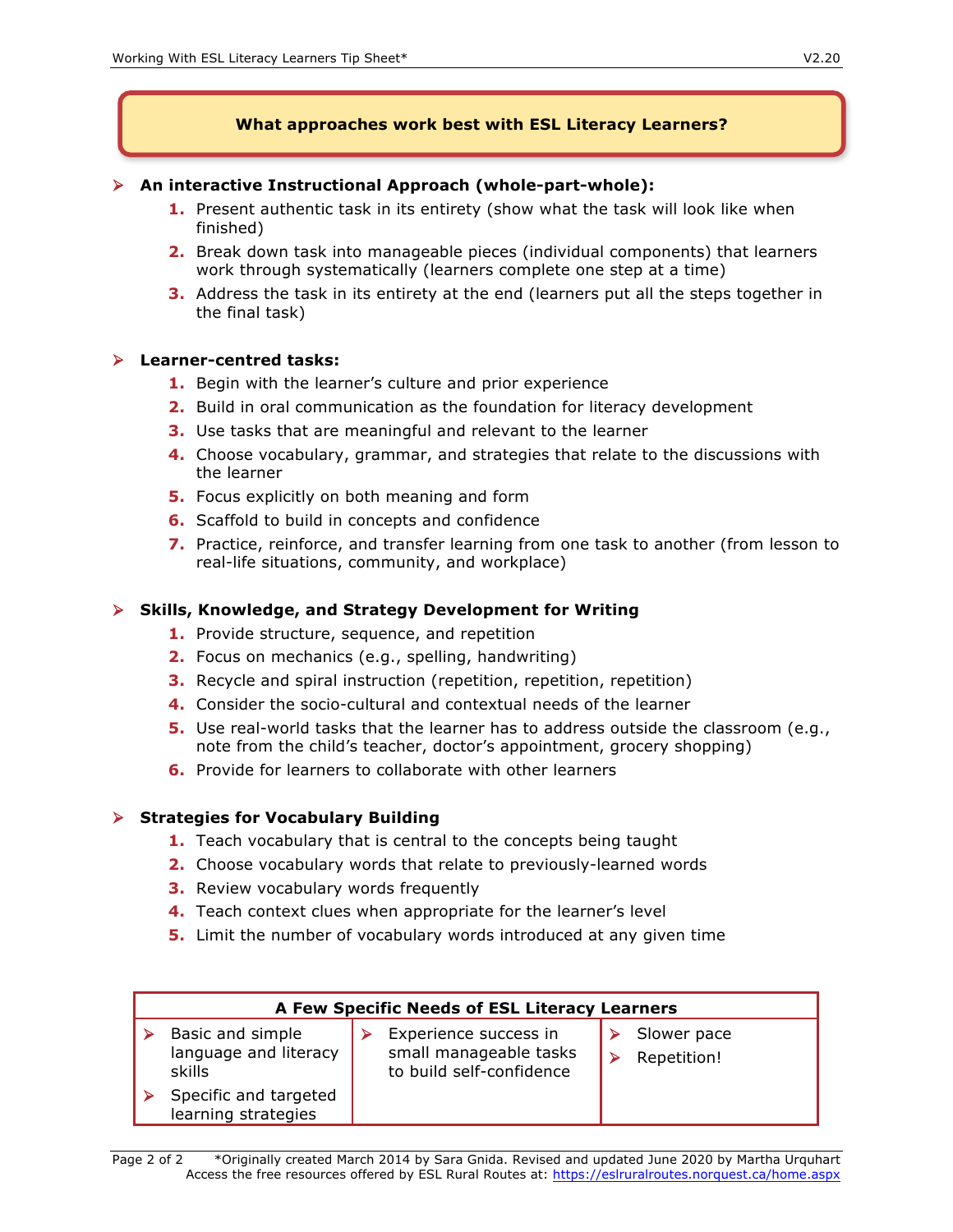## What approaches work best with ESL Literacy Learners?

- **An interactive Instructional Approach (whole-part-whole):**
  1. Present authentic task in its entirety (show what the task will look like when finished)
  2. Break down task into manageable pieces (individual components) that learners work through systematically (learners complete one step at a time)
  3. Address the task in its entirety at the end (learners put all the steps together in the final task)

- **Learner-centred tasks:**
  1. Begin with the learner's culture and prior experience
  2. Build in oral communication as the foundation for literacy development
  3. Use tasks that are meaningful and relevant to the learner
  4. Choose vocabulary, grammar, and strategies that relate to the discussions with the learner
  5. Focus explicitly on both meaning and form
  6. Scaffold to build in concepts and confidence
  7. Practice, reinforce, and transfer learning from one task to another (from lesson to real-life situations, community, and workplace)

- **Skills, Knowledge, and Strategy Development for Writing**
  1. Provide structure, sequence, and repetition
  2. Focus on mechanics (e.g., spelling, handwriting)
  3. Recycle and spiral instruction (repetition, repetition, repetition)
  4. Consider the socio-cultural and contextual needs of the learner
  5. Use real-world tasks that the learner has to address outside the classroom (e.g., note from the child's teacher, doctor's appointment, grocery shopping)
  6. Provide for learners to collaborate with other learners

- **Strategies for Vocabulary Building**
  1. Teach vocabulary that is central to the concepts being taught
  2. Choose vocabulary words that relate to previously-learned words
  3. Review vocabulary words frequently
  4. Teach context clues when appropriate for the learner's level
  5. Limit the number of vocabulary words introduced at any given time

| A Few Specific Needs of ESL Literacy Learners | | |
|---|---|---|
| Basic and simple language and literacy skills<br>Specific and targeted learning strategies | Experience success in small manageable tasks to build self-confidence | Slower pace<br>Repetition! |

*Originally created March 2014 by Sara Gnida. Revised and updated June 2020 by Martha Urquhart
Access the free resources offered by ESL Rural Routes at: https://eslruralroutes.norquest.ca/home.aspx